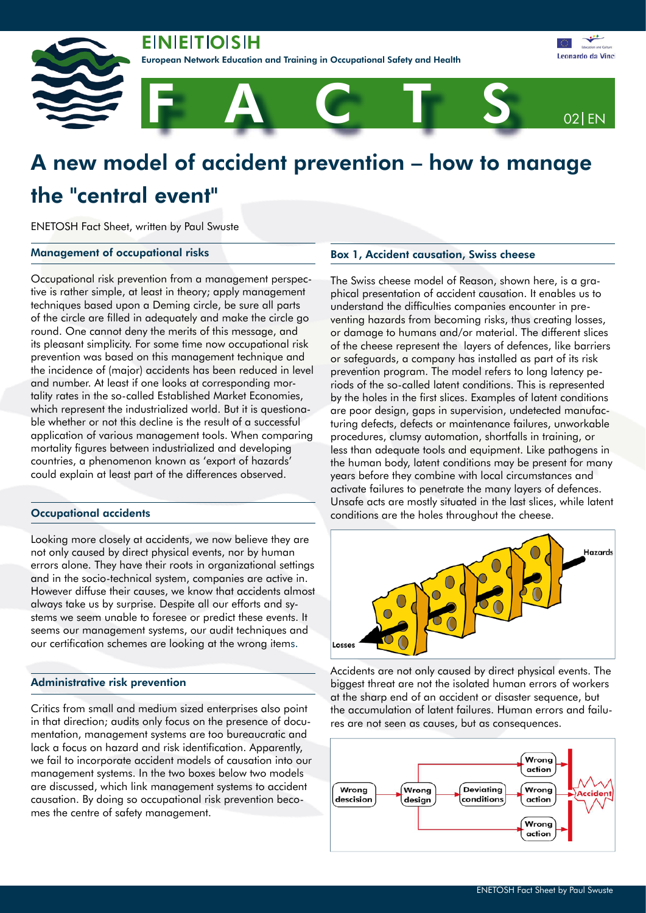# A new model of accident prevention – how to manage the "central event"

ENETOSH Fact Sheet, written by Paul Swuste

## Management of occupational risks

Occupational risk prevention from a management perspective is rather simple, at least in theory; apply management techniques based upon a Deming circle, be sure all parts of the circle are filled in adequately and make the circle go round. One cannot deny the merits of this message, and its pleasant simplicity. For some time now occupational risk prevention was based on this management technique and the incidence of (major) accidents has been reduced in level and number. At least if one looks at corresponding mortality rates in the so-called Established Market Economies, which represent the industrialized world. But it is questionable whether or not this decline is the result of a successful application of various management tools. When comparing mortality figures between industrialized and developing countries, a phenomenon known as 'export of hazards' could explain at least part of the differences observed.

## Occupational accidents

Looking more closely at accidents, we now believe they are not only caused by direct physical events, nor by human errors alone. They have their roots in organizational settings and in the socio-technical system, companies are active in. However diffuse their causes, we know that accidents almost always take us by surprise. Despite all our efforts and systems we seem unable to foresee or predict these events. It seems our management systems, our audit techniques and our certification schemes are looking at the wrong items.

## Administrative risk prevention

Critics from small and medium sized enterprises also point in that direction; audits only focus on the presence of documentation, management systems are too bureaucratic and lack a focus on hazard and risk identification. Apparently, we fail to incorporate accident models of causation into our management systems. In the two boxes below two models are discussed, which link management systems to accident causation. By doing so occupational risk prevention becomes the centre of safety management.

## Box 1, Accident causation, Swiss cheese

The Swiss cheese model of Reason, shown here, is a graphical presentation of accident causation. It enables us to understand the difficulties companies encounter in preventing hazards from becoming risks, thus creating losses, or damage to humans and/or material. The different slices of the cheese represent the layers of defences, like barriers or safeguards, a company has installed as part of its risk prevention program. The model refers to long latency periods of the so-called latent conditions. This is represented by the holes in the first slices. Examples of latent conditions are poor design, gaps in supervision, undetected manufacturing defects, defects or maintenance failures, unworkable procedures, clumsy automation, shortfalls in training, or less than adequate tools and equipment. Like pathogens in the human body, latent conditions may be present for many years before they combine with local circumstances and activate failures to penetrate the many layers of defences. Unsafe acts are mostly situated in the last slices, while latent conditions are the holes throughout the cheese.

Accidents are not only caused by direct physical events. The biggest threat are not the isolated human errors of workers at the sharp end of an accident or disaster sequence, but the accumulation of latent failures. Human errors and failures are not seen as causes, but as consequences.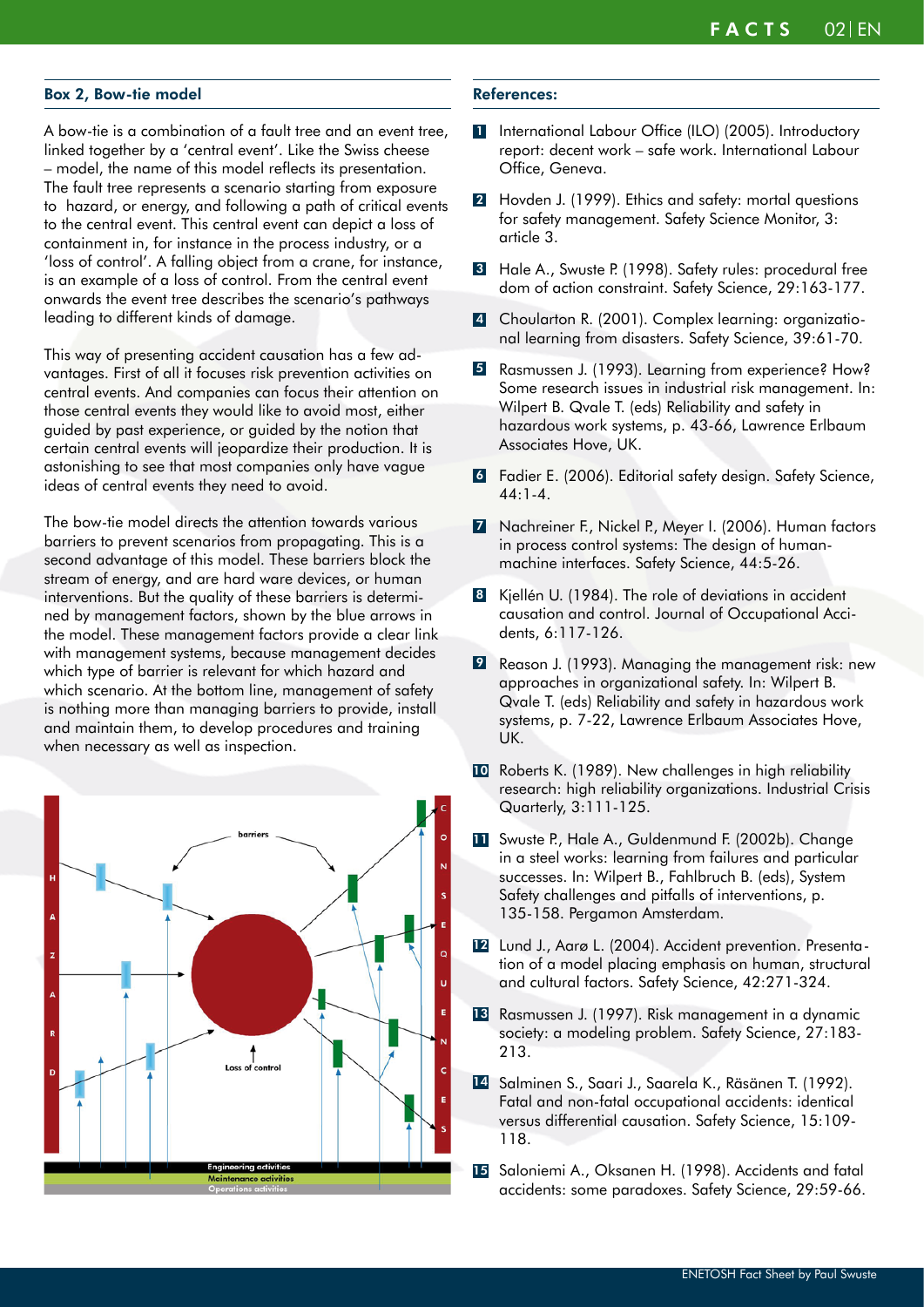### Box 2, Bow-tie model

A bow-tie is a combination of a fault tree and an event tree, linked together by a 'central event'. Like the Swiss cheese – model, the name of this model reflects its presentation. The fault tree represents a scenario starting from exposure to hazard, or energy, and following a path of critical events to the central event. This central event can depict a loss of containment in, for instance in the process industry, or a 'loss of control'. A falling object from a crane, for instance, is an example of a loss of control. From the central event onwards the event tree describes the scenario's pathways leading to different kinds of damage.

This way of presenting accident causation has a few advantages. First of all it focuses risk prevention activities on central events. And companies can focus their attention on those central events they would like to avoid most, either guided by past experience, or guided by the notion that certain central events will jeopardize their production. It is astonishing to see that most companies only have vague ideas of central events they need to avoid.

The bow-tie model directs the attention towards various barriers to prevent scenarios from propagating. This is a second advantage of this model. These barriers block the stream of energy, and are hard ware devices, or human interventions. But the quality of these barriers is determined by management factors, shown by the blue arrows in the model. These management factors provide a clear link with management systems, because management decides which type of barrier is relevant for which hazard and which scenario. At the bottom line, management of safety is nothing more than managing barriers to provide, install and maintain them, to develop procedures and training when necessary as well as inspection.

HAZARD

barriers

Loss of control

CONSEQUENCES

Engineering activities
Maintenance activities
Operations activities

### References:

1. International Labour Office (ILO) (2005). Introductory report: decent work – safe work. International Labour Office, Geneva.
2. Hovden J. (1999). Ethics and safety: mortal questions for safety management. Safety Science Monitor, 3: article 3.
3. Hale A., Swuste P. (1998). Safety rules: procedural freedom of action constraint. Safety Science, 29:163-177.
4. Choularton R. (2001). Complex learning: organizational learning from disasters. Safety Science, 39:61-70.
5. Rasmussen J. (1993). Learning from experience? How? Some research issues in industrial risk management. In: Wilpert B. Qvale T. (eds) Reliability and safety in hazardous work systems, p. 43-66, Lawrence Erlbaum Associates Hove, UK.
6. Fadier E. (2006). Editorial safety design. Safety Science, 44:1-4.
7. Nachreiner F., Nickel P., Meyer I. (2006). Human factors in process control systems: The design of human-machine interfaces. Safety Science, 44:5-26.
8. Kjellén U. (1984). The role of deviations in accident causation and control. Journal of Occupational Accidents, 6:117-126.
9. Reason J. (1993). Managing the management risk: new approaches in organizational safety. In: Wilpert B. Qvale T. (eds) Reliability and safety in hazardous work systems, p. 7-22, Lawrence Erlbaum Associates Hove, UK.
10. Roberts K. (1989). New challenges in high reliability research: high reliability organizations. Industrial Crisis Quarterly, 3:111-125.
11. Swuste P., Hale A., Guldenmund F. (2002b). Change in a steel works: learning from failures and particular successes. In: Wilpert B., Fahlbruch B. (eds), System Safety challenges and pitfalls of interventions, p. 135-158. Pergamon Amsterdam.
12. Lund J., Aarø L. (2004). Accident prevention. Presentation of a model placing emphasis on human, structural and cultural factors. Safety Science, 42:271-324.
13. Rasmussen J. (1997). Risk management in a dynamic society: a modeling problem. Safety Science, 27:183-213.
14. Salminen S., Saari J., Saarela K., Räsänen T. (1992). Fatal and non-fatal occupational accidents: identical versus differential causation. Safety Science, 15:109-118.
15. Saloniemi A., Oksanen H. (1998). Accidents and fatal accidents: some paradoxes. Safety Science, 29:59-66.